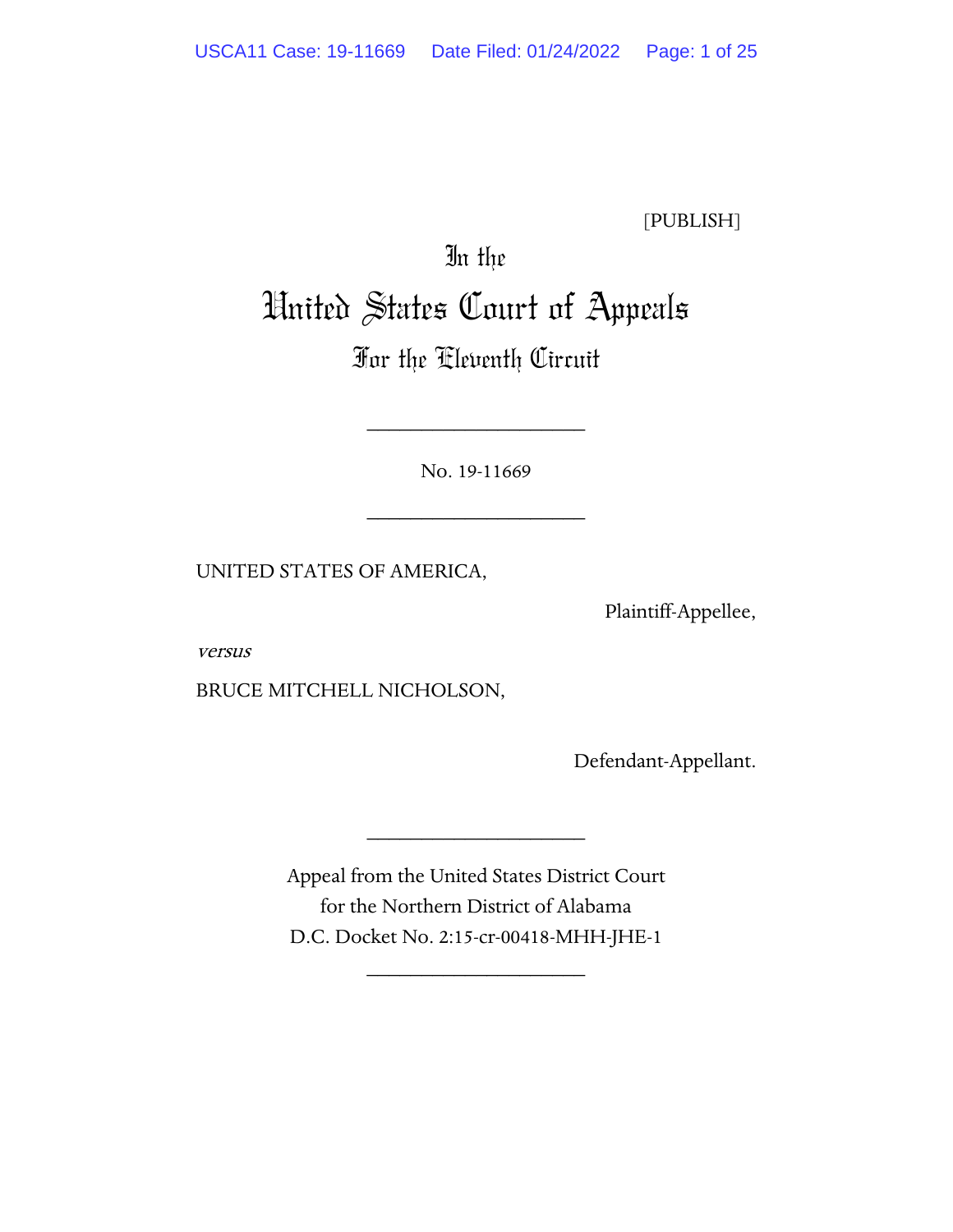[PUBLISH]

In the

# United States Court of Appeals

## For the Eleventh Circuit

____________________

No. 19-11669

____________________

UNITED STATES OF AMERICA,

Plaintiff-Appellee,

*versus*

BRUCE MITCHELL NICHOLSON,

Defendant-Appellant.

____________________

Appeal from the United States District Court
for the Northern District of Alabama
D.C. Docket No. 2:15-cr-00418-MHH-JHE-1

____________________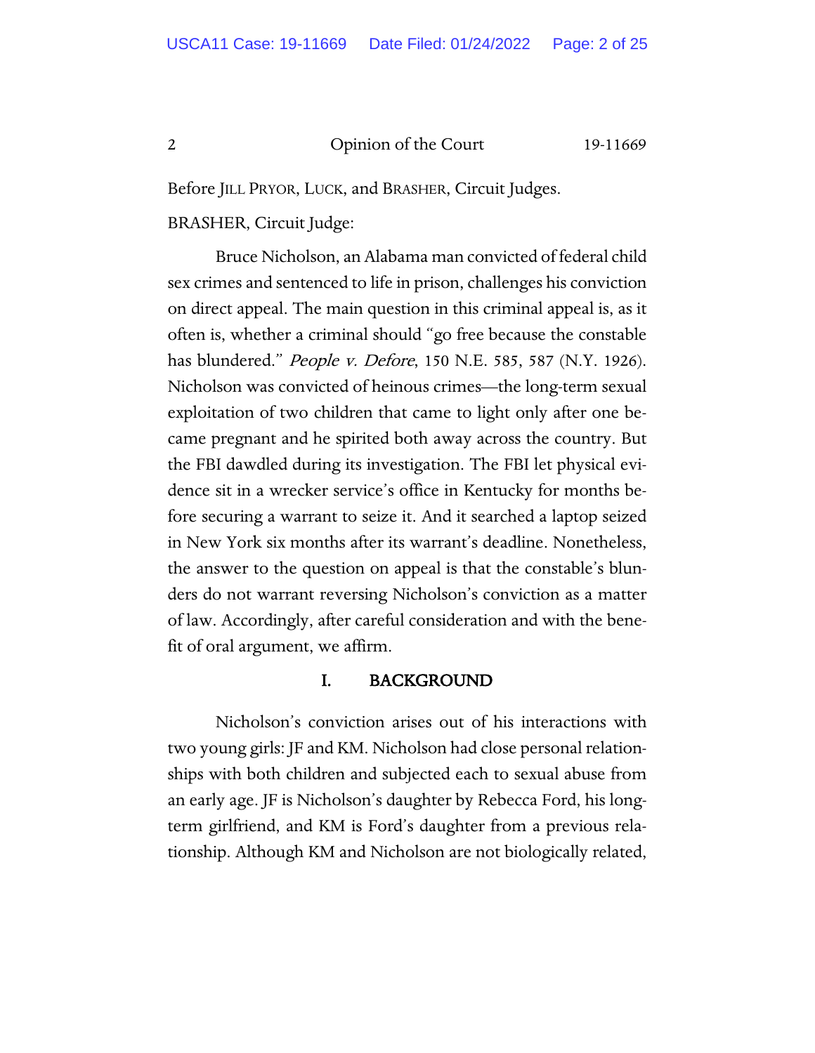Before JILL PRYOR, LUCK, and BRASHER, Circuit Judges.

BRASHER, Circuit Judge:

Bruce Nicholson, an Alabama man convicted of federal child sex crimes and sentenced to life in prison, challenges his conviction on direct appeal. The main question in this criminal appeal is, as it often is, whether a criminal should "go free because the constable has blundered." *People v. Defore*, 150 N.E. 585, 587 (N.Y. 1926). Nicholson was convicted of heinous crimes—the long-term sexual exploitation of two children that came to light only after one became pregnant and he spirited both away across the country. But the FBI dawdled during its investigation. The FBI let physical evidence sit in a wrecker service's office in Kentucky for months before securing a warrant to seize it. And it searched a laptop seized in New York six months after its warrant's deadline. Nonetheless, the answer to the question on appeal is that the constable's blunders do not warrant reversing Nicholson's conviction as a matter of law. Accordingly, after careful consideration and with the benefit of oral argument, we affirm.

## I. BACKGROUND

Nicholson's conviction arises out of his interactions with two young girls: JF and KM. Nicholson had close personal relationships with both children and subjected each to sexual abuse from an early age. JF is Nicholson's daughter by Rebecca Ford, his long-term girlfriend, and KM is Ford's daughter from a previous relationship. Although KM and Nicholson are not biologically related,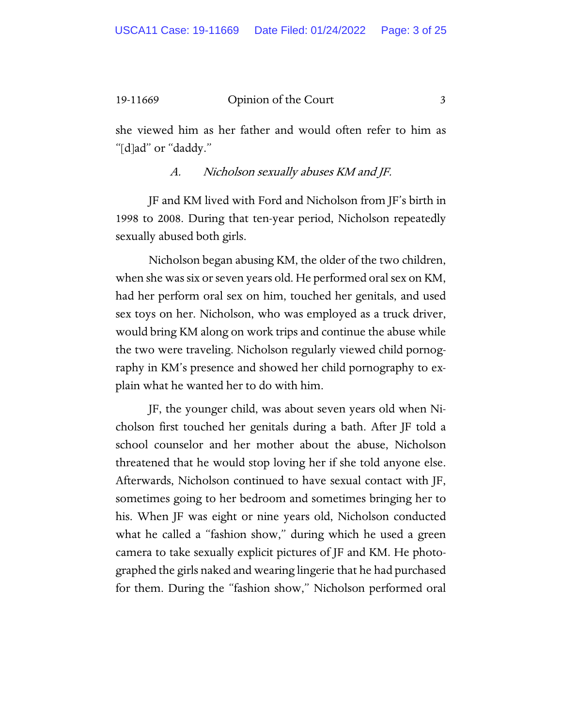she viewed him as her father and would often refer to him as "[d]ad" or "daddy."

### *A. Nicholson sexually abuses KM and JF.*

JF and KM lived with Ford and Nicholson from JF's birth in 1998 to 2008. During that ten-year period, Nicholson repeatedly sexually abused both girls.

Nicholson began abusing KM, the older of the two children, when she was six or seven years old. He performed oral sex on KM, had her perform oral sex on him, touched her genitals, and used sex toys on her. Nicholson, who was employed as a truck driver, would bring KM along on work trips and continue the abuse while the two were traveling. Nicholson regularly viewed child pornography in KM's presence and showed her child pornography to explain what he wanted her to do with him.

JF, the younger child, was about seven years old when Nicholson first touched her genitals during a bath. After JF told a school counselor and her mother about the abuse, Nicholson threatened that he would stop loving her if she told anyone else. Afterwards, Nicholson continued to have sexual contact with JF, sometimes going to her bedroom and sometimes bringing her to his. When JF was eight or nine years old, Nicholson conducted what he called a "fashion show," during which he used a green camera to take sexually explicit pictures of JF and KM. He photographed the girls naked and wearing lingerie that he had purchased for them. During the "fashion show," Nicholson performed oral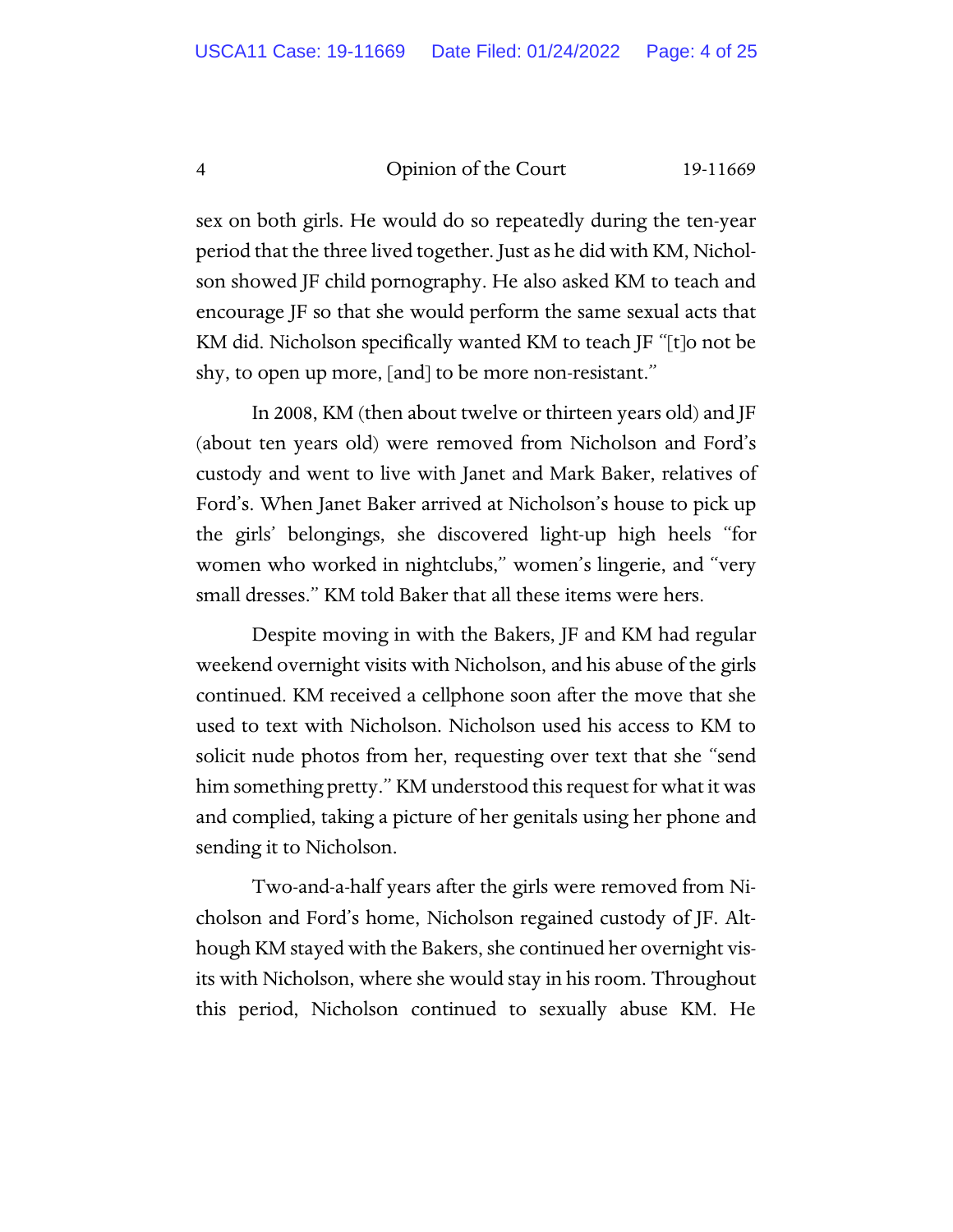sex on both girls. He would do so repeatedly during the ten-year period that the three lived together. Just as he did with KM, Nicholson showed JF child pornography. He also asked KM to teach and encourage JF so that she would perform the same sexual acts that KM did. Nicholson specifically wanted KM to teach JF "[t]o not be shy, to open up more, [and] to be more non-resistant."

In 2008, KM (then about twelve or thirteen years old) and JF (about ten years old) were removed from Nicholson and Ford's custody and went to live with Janet and Mark Baker, relatives of Ford's. When Janet Baker arrived at Nicholson's house to pick up the girls' belongings, she discovered light-up high heels "for women who worked in nightclubs," women's lingerie, and "very small dresses." KM told Baker that all these items were hers.

Despite moving in with the Bakers, JF and KM had regular weekend overnight visits with Nicholson, and his abuse of the girls continued. KM received a cellphone soon after the move that she used to text with Nicholson. Nicholson used his access to KM to solicit nude photos from her, requesting over text that she "send him something pretty." KM understood this request for what it was and complied, taking a picture of her genitals using her phone and sending it to Nicholson.

Two-and-a-half years after the girls were removed from Nicholson and Ford's home, Nicholson regained custody of JF. Although KM stayed with the Bakers, she continued her overnight visits with Nicholson, where she would stay in his room. Throughout this period, Nicholson continued to sexually abuse KM. He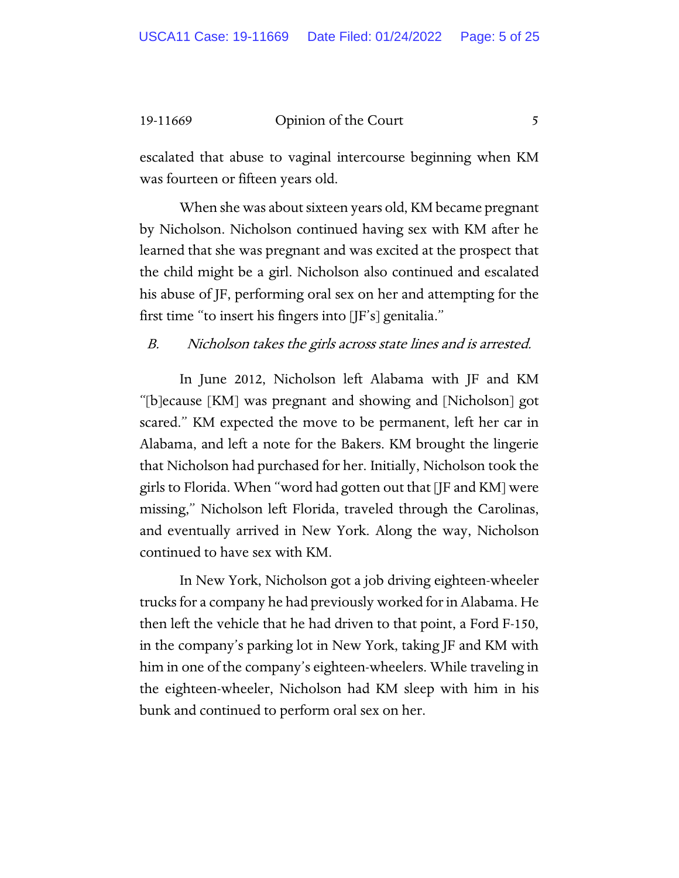escalated that abuse to vaginal intercourse beginning when KM was fourteen or fifteen years old.

When she was about sixteen years old, KM became pregnant by Nicholson. Nicholson continued having sex with KM after he learned that she was pregnant and was excited at the prospect that the child might be a girl. Nicholson also continued and escalated his abuse of JF, performing oral sex on her and attempting for the first time "to insert his fingers into [JF's] genitalia."

### *B. Nicholson takes the girls across state lines and is arrested.*

In June 2012, Nicholson left Alabama with JF and KM "[b]ecause [KM] was pregnant and showing and [Nicholson] got scared." KM expected the move to be permanent, left her car in Alabama, and left a note for the Bakers. KM brought the lingerie that Nicholson had purchased for her. Initially, Nicholson took the girls to Florida. When "word had gotten out that [JF and KM] were missing," Nicholson left Florida, traveled through the Carolinas, and eventually arrived in New York. Along the way, Nicholson continued to have sex with KM.

In New York, Nicholson got a job driving eighteen-wheeler trucks for a company he had previously worked for in Alabama. He then left the vehicle that he had driven to that point, a Ford F-150, in the company's parking lot in New York, taking JF and KM with him in one of the company's eighteen-wheelers. While traveling in the eighteen-wheeler, Nicholson had KM sleep with him in his bunk and continued to perform oral sex on her.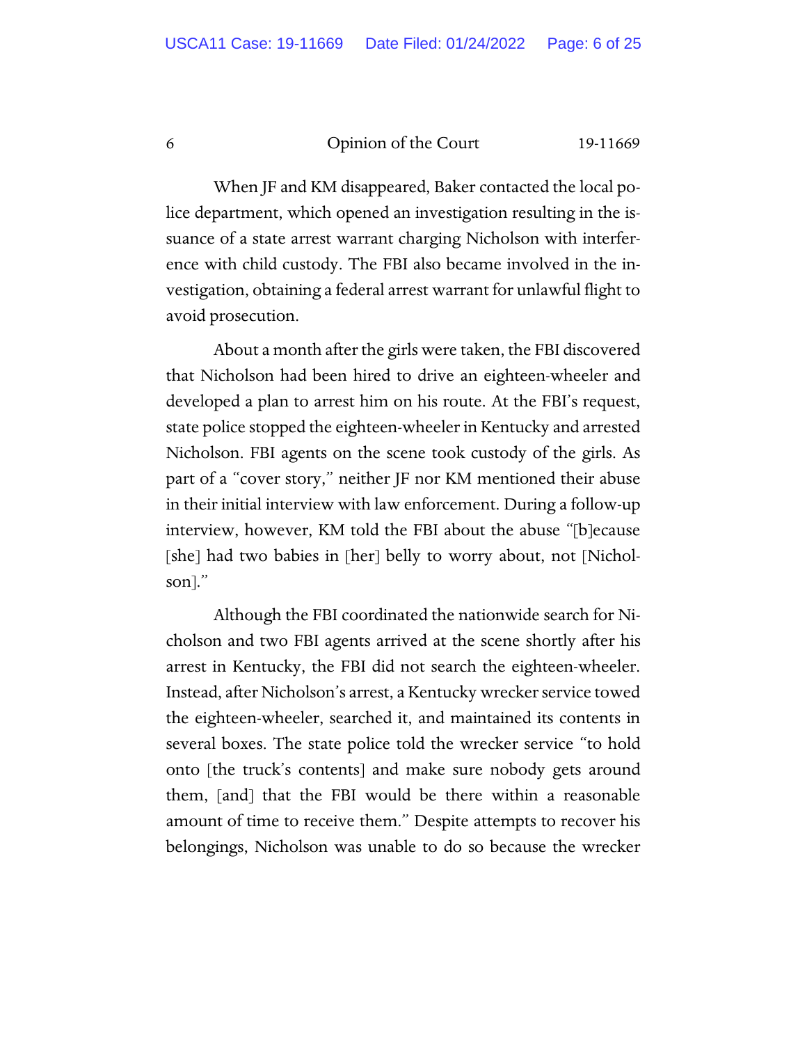When JF and KM disappeared, Baker contacted the local police department, which opened an investigation resulting in the issuance of a state arrest warrant charging Nicholson with interference with child custody. The FBI also became involved in the investigation, obtaining a federal arrest warrant for unlawful flight to avoid prosecution.

About a month after the girls were taken, the FBI discovered that Nicholson had been hired to drive an eighteen-wheeler and developed a plan to arrest him on his route. At the FBI's request, state police stopped the eighteen-wheeler in Kentucky and arrested Nicholson. FBI agents on the scene took custody of the girls. As part of a "cover story," neither JF nor KM mentioned their abuse in their initial interview with law enforcement. During a follow-up interview, however, KM told the FBI about the abuse "[b]ecause [she] had two babies in [her] belly to worry about, not [Nicholson]."

Although the FBI coordinated the nationwide search for Nicholson and two FBI agents arrived at the scene shortly after his arrest in Kentucky, the FBI did not search the eighteen-wheeler. Instead, after Nicholson's arrest, a Kentucky wrecker service towed the eighteen-wheeler, searched it, and maintained its contents in several boxes. The state police told the wrecker service "to hold onto [the truck's contents] and make sure nobody gets around them, [and] that the FBI would be there within a reasonable amount of time to receive them." Despite attempts to recover his belongings, Nicholson was unable to do so because the wrecker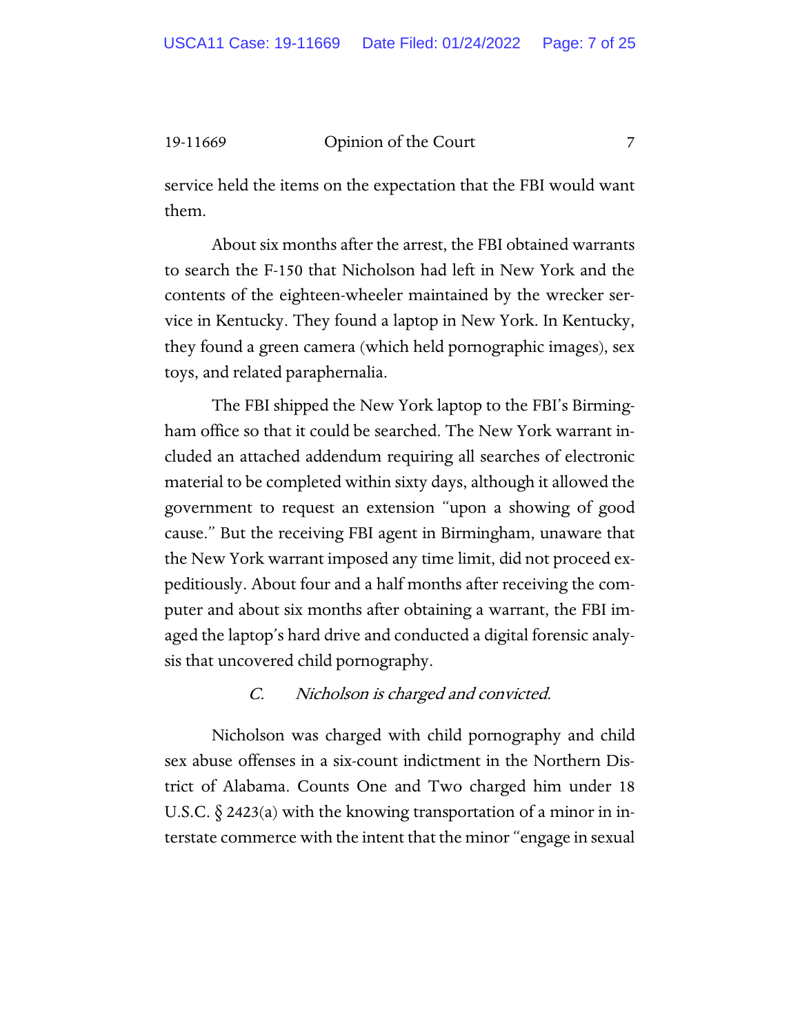service held the items on the expectation that the FBI would want them.

About six months after the arrest, the FBI obtained warrants to search the F-150 that Nicholson had left in New York and the contents of the eighteen-wheeler maintained by the wrecker service in Kentucky. They found a laptop in New York. In Kentucky, they found a green camera (which held pornographic images), sex toys, and related paraphernalia.

The FBI shipped the New York laptop to the FBI's Birmingham office so that it could be searched. The New York warrant included an attached addendum requiring all searches of electronic material to be completed within sixty days, although it allowed the government to request an extension "upon a showing of good cause." But the receiving FBI agent in Birmingham, unaware that the New York warrant imposed any time limit, did not proceed expeditiously. About four and a half months after receiving the computer and about six months after obtaining a warrant, the FBI imaged the laptop's hard drive and conducted a digital forensic analysis that uncovered child pornography.

### *C. Nicholson is charged and convicted.*

Nicholson was charged with child pornography and child sex abuse offenses in a six-count indictment in the Northern District of Alabama. Counts One and Two charged him under 18 U.S.C. § 2423(a) with the knowing transportation of a minor in interstate commerce with the intent that the minor "engage in sexual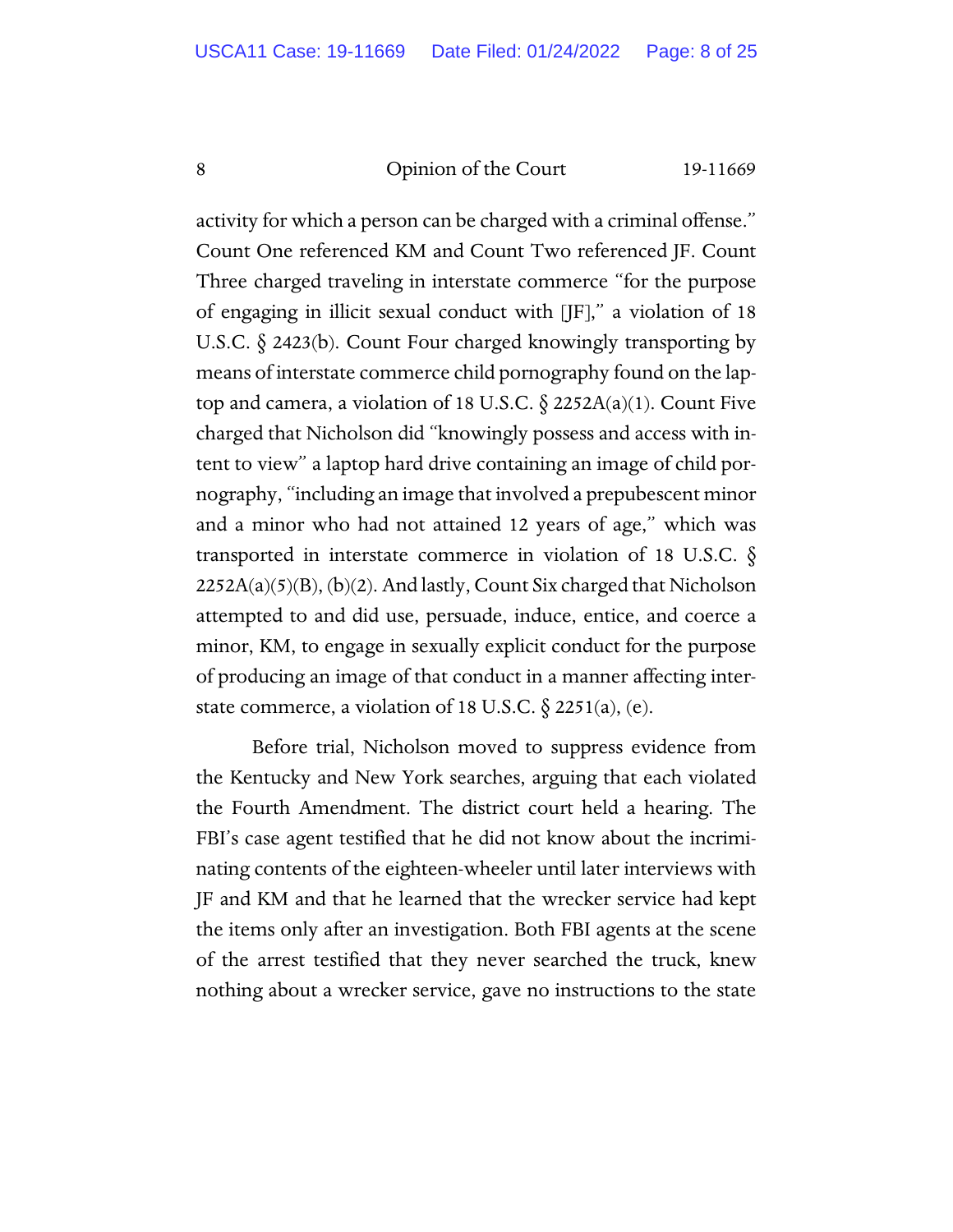activity for which a person can be charged with a criminal offense." Count One referenced KM and Count Two referenced JF. Count Three charged traveling in interstate commerce "for the purpose of engaging in illicit sexual conduct with [JF]," a violation of 18 U.S.C. § 2423(b). Count Four charged knowingly transporting by means of interstate commerce child pornography found on the laptop and camera, a violation of 18 U.S.C. § 2252A(a)(1). Count Five charged that Nicholson did "knowingly possess and access with intent to view" a laptop hard drive containing an image of child pornography, "including an image that involved a prepubescent minor and a minor who had not attained 12 years of age," which was transported in interstate commerce in violation of 18 U.S.C. § 2252A(a)(5)(B), (b)(2). And lastly, Count Six charged that Nicholson attempted to and did use, persuade, induce, entice, and coerce a minor, KM, to engage in sexually explicit conduct for the purpose of producing an image of that conduct in a manner affecting interstate commerce, a violation of 18 U.S.C. § 2251(a), (e).

Before trial, Nicholson moved to suppress evidence from the Kentucky and New York searches, arguing that each violated the Fourth Amendment. The district court held a hearing. The FBI's case agent testified that he did not know about the incriminating contents of the eighteen-wheeler until later interviews with JF and KM and that he learned that the wrecker service had kept the items only after an investigation. Both FBI agents at the scene of the arrest testified that they never searched the truck, knew nothing about a wrecker service, gave no instructions to the state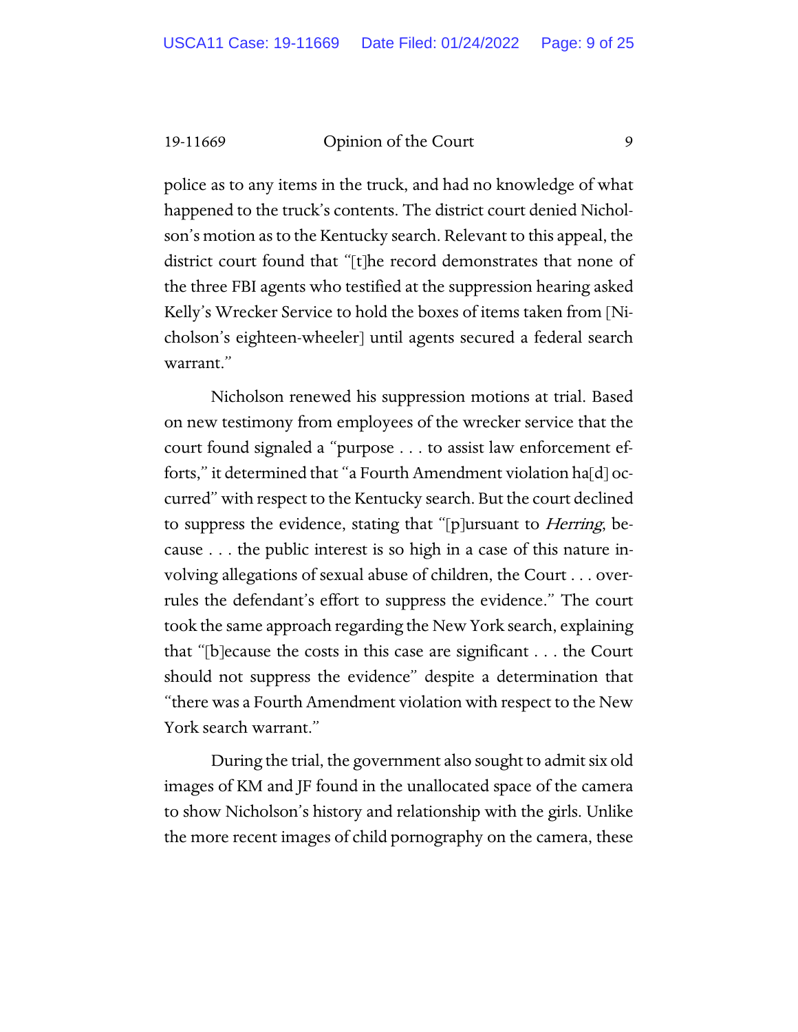police as to any items in the truck, and had no knowledge of what happened to the truck's contents. The district court denied Nicholson's motion as to the Kentucky search. Relevant to this appeal, the district court found that "[t]he record demonstrates that none of the three FBI agents who testified at the suppression hearing asked Kelly's Wrecker Service to hold the boxes of items taken from [Nicholson's eighteen-wheeler] until agents secured a federal search warrant."

Nicholson renewed his suppression motions at trial. Based on new testimony from employees of the wrecker service that the court found signaled a "purpose . . . to assist law enforcement efforts," it determined that "a Fourth Amendment violation ha[d] occurred" with respect to the Kentucky search. But the court declined to suppress the evidence, stating that "[p]ursuant to *Herring*, because . . . the public interest is so high in a case of this nature involving allegations of sexual abuse of children, the Court . . . overrules the defendant's effort to suppress the evidence." The court took the same approach regarding the New York search, explaining that "[b]ecause the costs in this case are significant . . . the Court should not suppress the evidence" despite a determination that "there was a Fourth Amendment violation with respect to the New York search warrant."

During the trial, the government also sought to admit six old images of KM and JF found in the unallocated space of the camera to show Nicholson's history and relationship with the girls. Unlike the more recent images of child pornography on the camera, these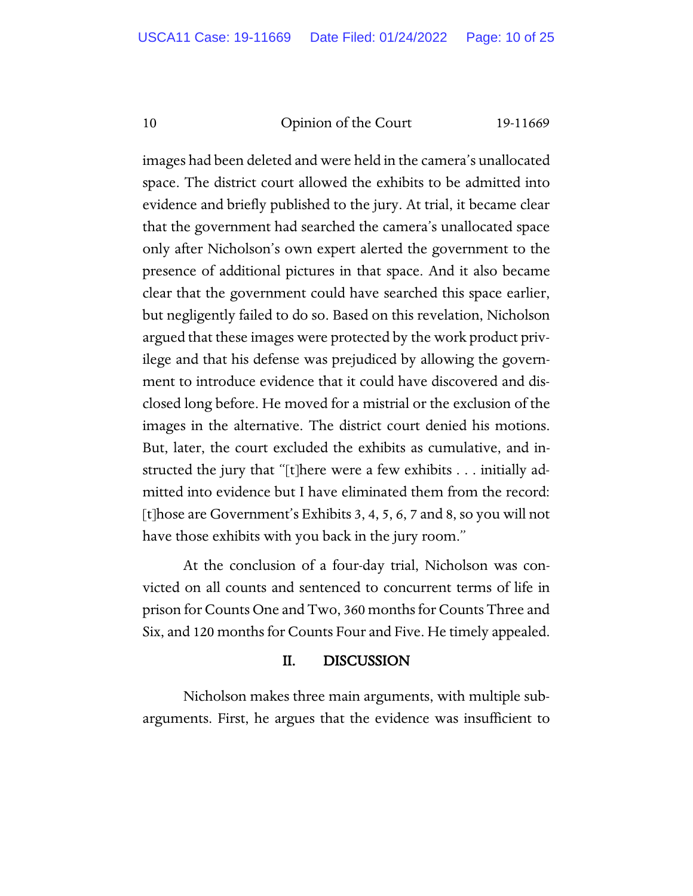images had been deleted and were held in the camera's unallocated space. The district court allowed the exhibits to be admitted into evidence and briefly published to the jury. At trial, it became clear that the government had searched the camera's unallocated space only after Nicholson's own expert alerted the government to the presence of additional pictures in that space. And it also became clear that the government could have searched this space earlier, but negligently failed to do so. Based on this revelation, Nicholson argued that these images were protected by the work product privilege and that his defense was prejudiced by allowing the government to introduce evidence that it could have discovered and disclosed long before. He moved for a mistrial or the exclusion of the images in the alternative. The district court denied his motions. But, later, the court excluded the exhibits as cumulative, and instructed the jury that "[t]here were a few exhibits . . . initially admitted into evidence but I have eliminated them from the record: [t]hose are Government's Exhibits 3, 4, 5, 6, 7 and 8, so you will not have those exhibits with you back in the jury room."

At the conclusion of a four-day trial, Nicholson was convicted on all counts and sentenced to concurrent terms of life in prison for Counts One and Two, 360 months for Counts Three and Six, and 120 months for Counts Four and Five. He timely appealed.

## II. DISCUSSION

Nicholson makes three main arguments, with multiple sub-arguments. First, he argues that the evidence was insufficient to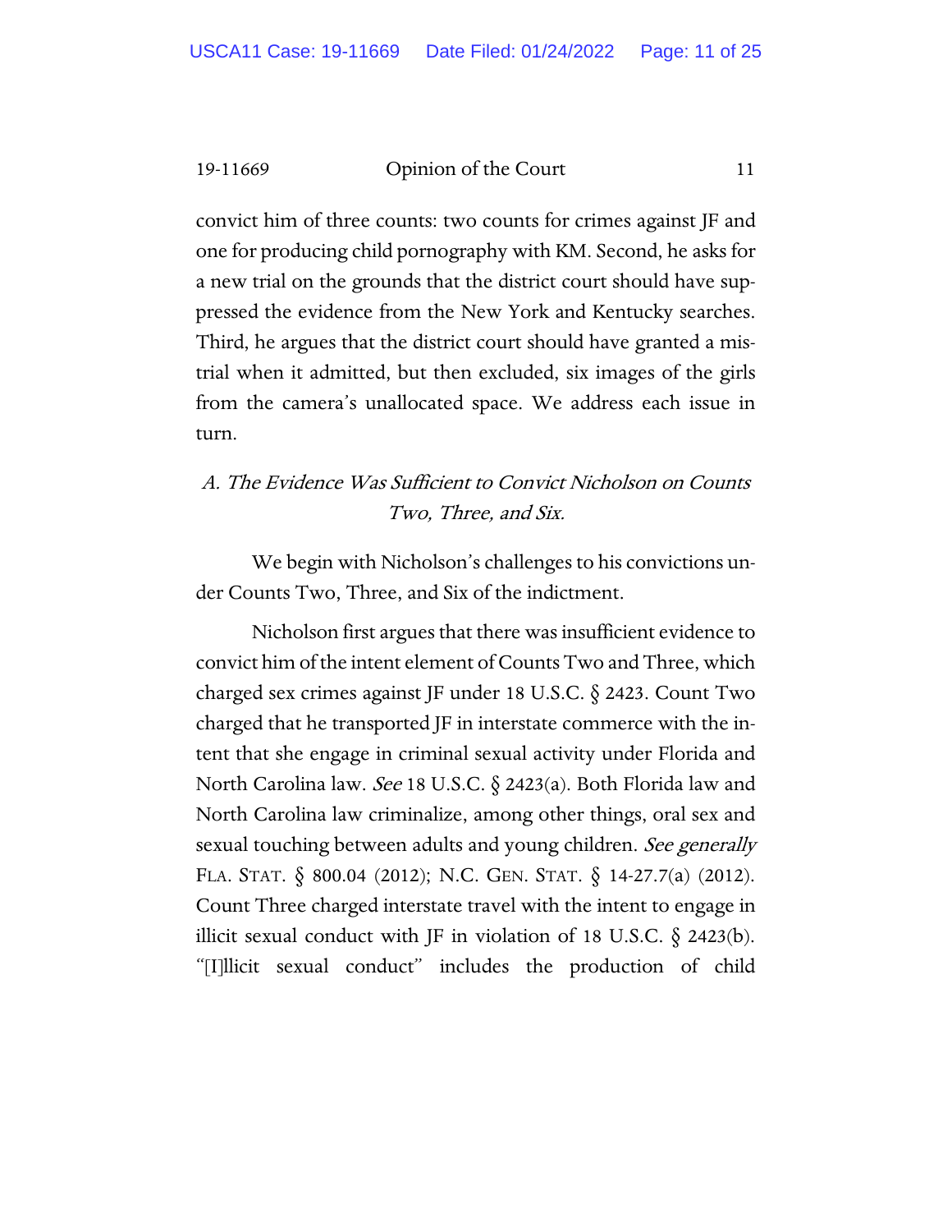convict him of three counts: two counts for crimes against JF and one for producing child pornography with KM. Second, he asks for a new trial on the grounds that the district court should have suppressed the evidence from the New York and Kentucky searches. Third, he argues that the district court should have granted a mistrial when it admitted, but then excluded, six images of the girls from the camera's unallocated space. We address each issue in turn.

### *A. The Evidence Was Sufficient to Convict Nicholson on Counts Two, Three, and Six.*

We begin with Nicholson's challenges to his convictions under Counts Two, Three, and Six of the indictment.

Nicholson first argues that there was insufficient evidence to convict him of the intent element of Counts Two and Three, which charged sex crimes against JF under 18 U.S.C. § 2423. Count Two charged that he transported JF in interstate commerce with the intent that she engage in criminal sexual activity under Florida and North Carolina law. *See* 18 U.S.C. § 2423(a). Both Florida law and North Carolina law criminalize, among other things, oral sex and sexual touching between adults and young children. *See generally* FLA. STAT. § 800.04 (2012); N.C. GEN. STAT. § 14-27.7(a) (2012). Count Three charged interstate travel with the intent to engage in illicit sexual conduct with JF in violation of 18 U.S.C. § 2423(b). "[I]llicit sexual conduct" includes the production of child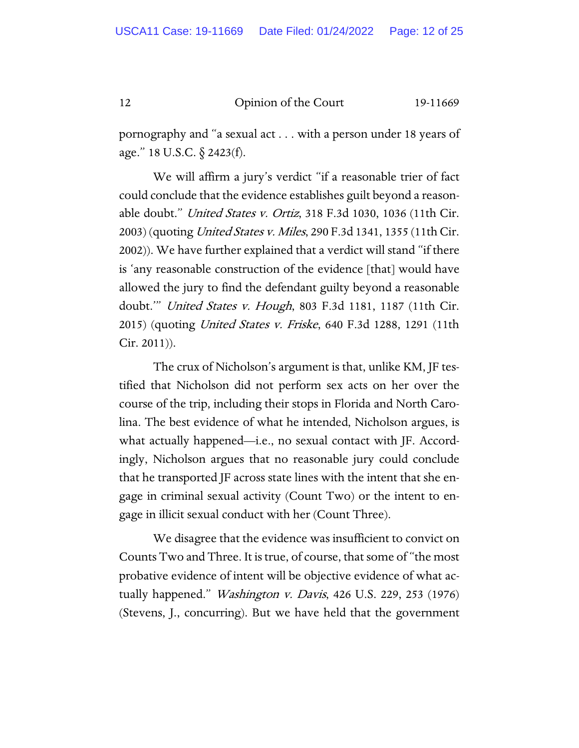pornography and "a sexual act . . . with a person under 18 years of age." 18 U.S.C. § 2423(f).

We will affirm a jury's verdict "if a reasonable trier of fact could conclude that the evidence establishes guilt beyond a reasonable doubt." *United States v. Ortiz*, 318 F.3d 1030, 1036 (11th Cir. 2003) (quoting *United States v. Miles*, 290 F.3d 1341, 1355 (11th Cir. 2002)). We have further explained that a verdict will stand "if there is 'any reasonable construction of the evidence [that] would have allowed the jury to find the defendant guilty beyond a reasonable doubt.'" *United States v. Hough*, 803 F.3d 1181, 1187 (11th Cir. 2015) (quoting *United States v. Friske*, 640 F.3d 1288, 1291 (11th Cir. 2011)).

The crux of Nicholson's argument is that, unlike KM, JF testified that Nicholson did not perform sex acts on her over the course of the trip, including their stops in Florida and North Carolina. The best evidence of what he intended, Nicholson argues, is what actually happened—i.e., no sexual contact with JF. Accordingly, Nicholson argues that no reasonable jury could conclude that he transported JF across state lines with the intent that she engage in criminal sexual activity (Count Two) or the intent to engage in illicit sexual conduct with her (Count Three).

We disagree that the evidence was insufficient to convict on Counts Two and Three. It is true, of course, that some of "the most probative evidence of intent will be objective evidence of what actually happened." *Washington v. Davis*, 426 U.S. 229, 253 (1976) (Stevens, J., concurring). But we have held that the government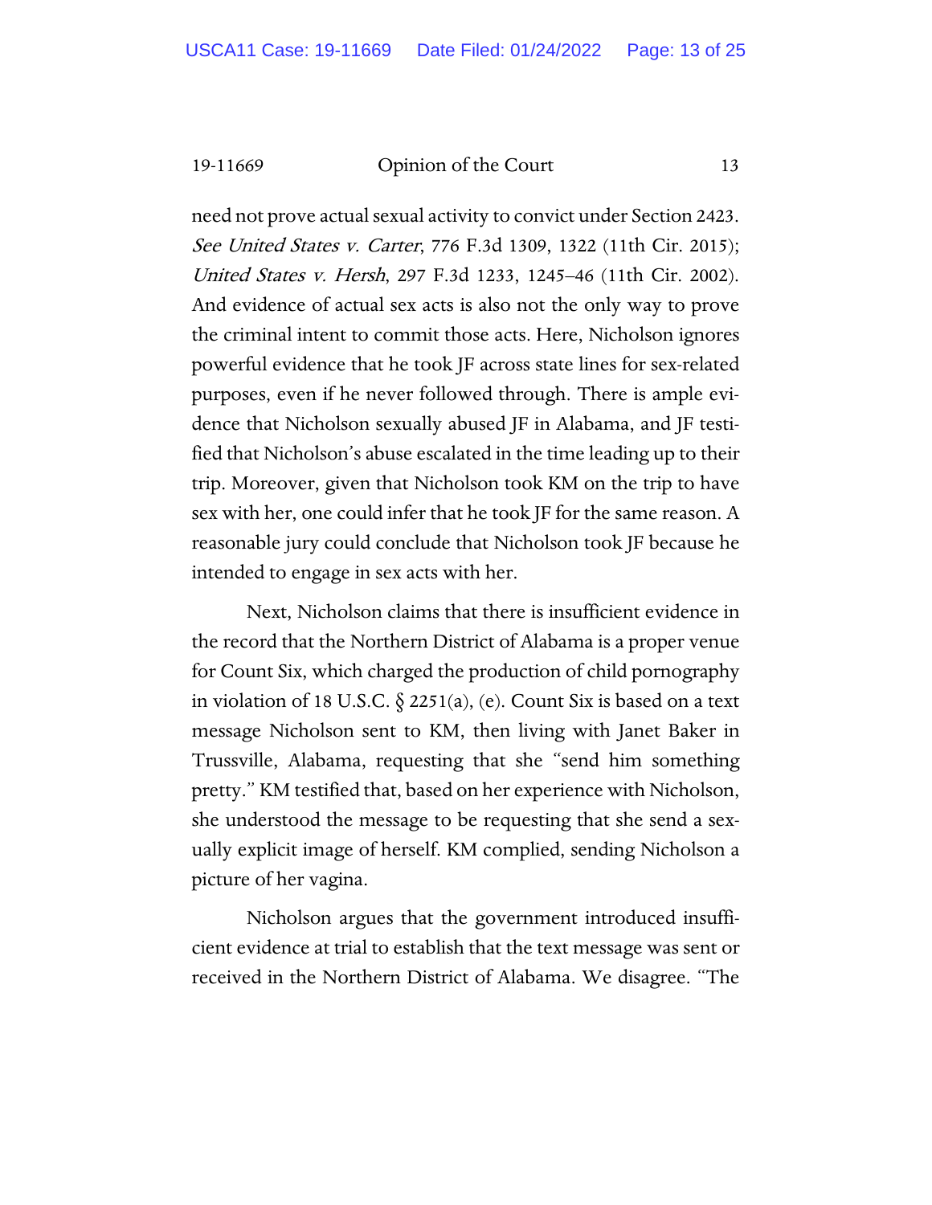need not prove actual sexual activity to convict under Section 2423. *See United States v. Carter*, 776 F.3d 1309, 1322 (11th Cir. 2015); *United States v. Hersh*, 297 F.3d 1233, 1245–46 (11th Cir. 2002). And evidence of actual sex acts is also not the only way to prove the criminal intent to commit those acts. Here, Nicholson ignores powerful evidence that he took JF across state lines for sex-related purposes, even if he never followed through. There is ample evidence that Nicholson sexually abused JF in Alabama, and JF testified that Nicholson's abuse escalated in the time leading up to their trip. Moreover, given that Nicholson took KM on the trip to have sex with her, one could infer that he took JF for the same reason. A reasonable jury could conclude that Nicholson took JF because he intended to engage in sex acts with her.

Next, Nicholson claims that there is insufficient evidence in the record that the Northern District of Alabama is a proper venue for Count Six, which charged the production of child pornography in violation of 18 U.S.C. § 2251(a), (e). Count Six is based on a text message Nicholson sent to KM, then living with Janet Baker in Trussville, Alabama, requesting that she "send him something pretty." KM testified that, based on her experience with Nicholson, she understood the message to be requesting that she send a sexually explicit image of herself. KM complied, sending Nicholson a picture of her vagina.

Nicholson argues that the government introduced insufficient evidence at trial to establish that the text message was sent or received in the Northern District of Alabama. We disagree. "The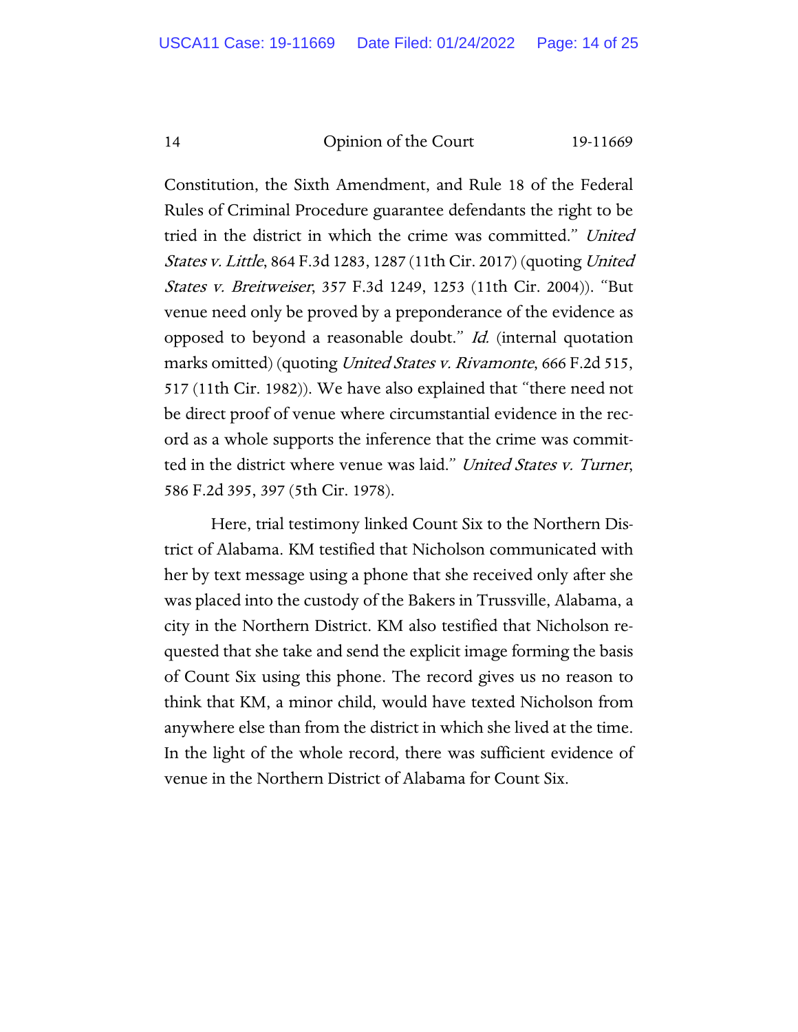Constitution, the Sixth Amendment, and Rule 18 of the Federal Rules of Criminal Procedure guarantee defendants the right to be tried in the district in which the crime was committed." *United States v. Little*, 864 F.3d 1283, 1287 (11th Cir. 2017) (quoting *United States v. Breitweiser*, 357 F.3d 1249, 1253 (11th Cir. 2004)). "But venue need only be proved by a preponderance of the evidence as opposed to beyond a reasonable doubt." *Id.* (internal quotation marks omitted) (quoting *United States v. Rivamonte*, 666 F.2d 515, 517 (11th Cir. 1982)). We have also explained that "there need not be direct proof of venue where circumstantial evidence in the record as a whole supports the inference that the crime was committed in the district where venue was laid." *United States v. Turner*, 586 F.2d 395, 397 (5th Cir. 1978).

Here, trial testimony linked Count Six to the Northern District of Alabama. KM testified that Nicholson communicated with her by text message using a phone that she received only after she was placed into the custody of the Bakers in Trussville, Alabama, a city in the Northern District. KM also testified that Nicholson requested that she take and send the explicit image forming the basis of Count Six using this phone. The record gives us no reason to think that KM, a minor child, would have texted Nicholson from anywhere else than from the district in which she lived at the time. In the light of the whole record, there was sufficient evidence of venue in the Northern District of Alabama for Count Six.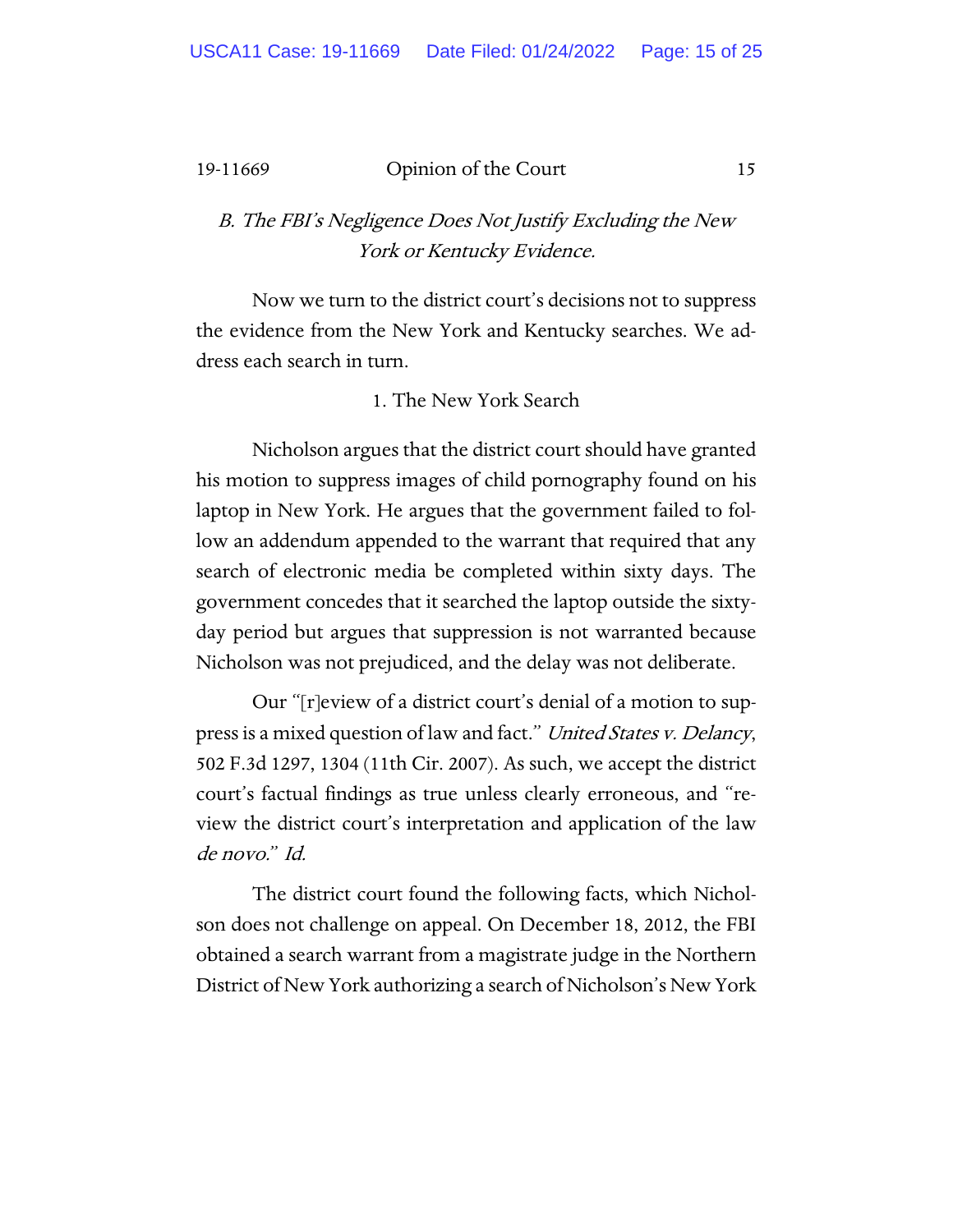### *B. The FBI's Negligence Does Not Justify Excluding the New York or Kentucky Evidence.*

Now we turn to the district court's decisions not to suppress the evidence from the New York and Kentucky searches. We address each search in turn.

#### 1. The New York Search

Nicholson argues that the district court should have granted his motion to suppress images of child pornography found on his laptop in New York. He argues that the government failed to follow an addendum appended to the warrant that required that any search of electronic media be completed within sixty days. The government concedes that it searched the laptop outside the sixty-day period but argues that suppression is not warranted because Nicholson was not prejudiced, and the delay was not deliberate.

Our "[r]eview of a district court's denial of a motion to suppress is a mixed question of law and fact." *United States v. Delancy*, 502 F.3d 1297, 1304 (11th Cir. 2007). As such, we accept the district court's factual findings as true unless clearly erroneous, and "review the district court's interpretation and application of the law *de novo*." *Id.*

The district court found the following facts, which Nicholson does not challenge on appeal. On December 18, 2012, the FBI obtained a search warrant from a magistrate judge in the Northern District of New York authorizing a search of Nicholson's New York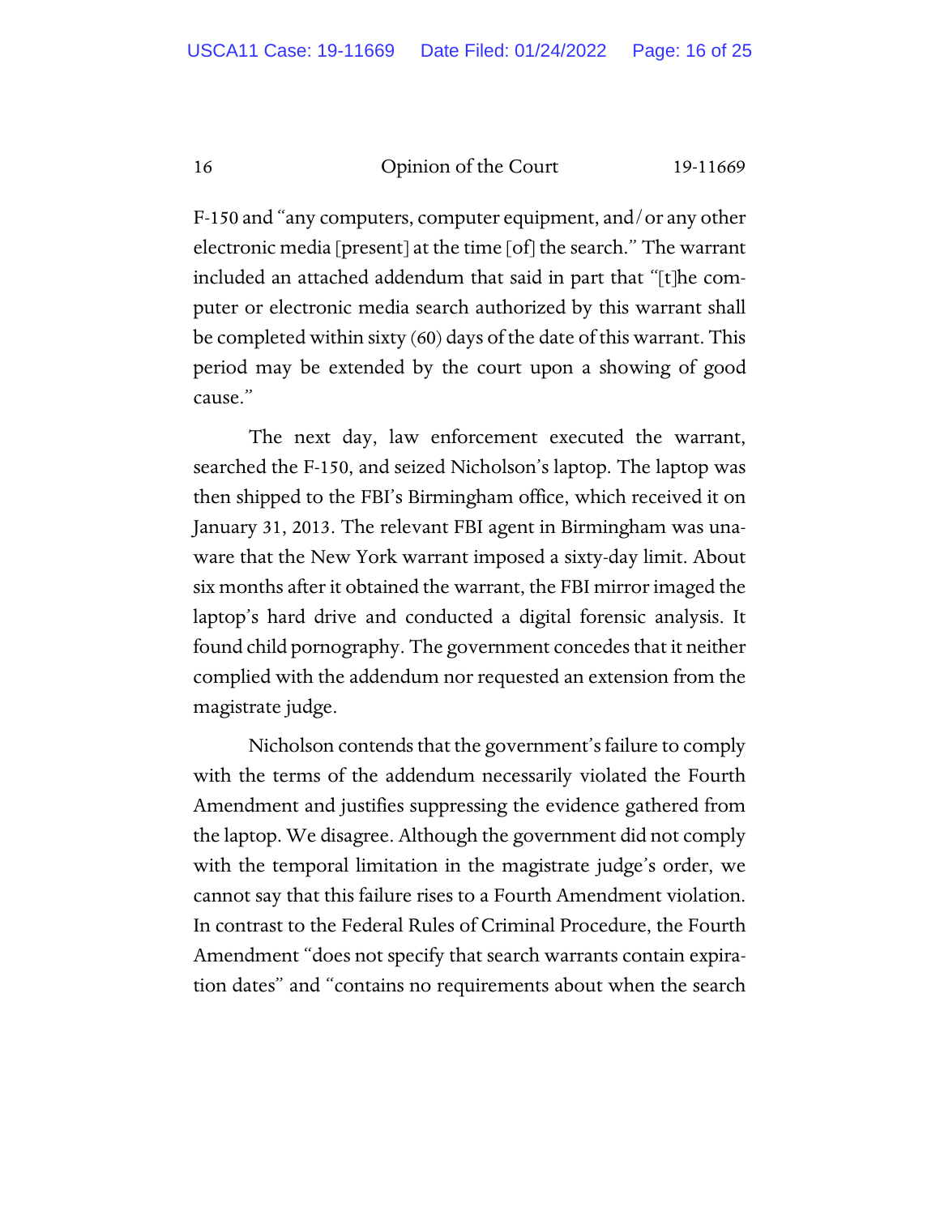F-150 and "any computers, computer equipment, and/or any other electronic media [present] at the time [of] the search." The warrant included an attached addendum that said in part that "[t]he computer or electronic media search authorized by this warrant shall be completed within sixty (60) days of the date of this warrant. This period may be extended by the court upon a showing of good cause."

The next day, law enforcement executed the warrant, searched the F-150, and seized Nicholson's laptop. The laptop was then shipped to the FBI's Birmingham office, which received it on January 31, 2013. The relevant FBI agent in Birmingham was unaware that the New York warrant imposed a sixty-day limit. About six months after it obtained the warrant, the FBI mirror imaged the laptop's hard drive and conducted a digital forensic analysis. It found child pornography. The government concedes that it neither complied with the addendum nor requested an extension from the magistrate judge.

Nicholson contends that the government's failure to comply with the terms of the addendum necessarily violated the Fourth Amendment and justifies suppressing the evidence gathered from the laptop. We disagree. Although the government did not comply with the temporal limitation in the magistrate judge's order, we cannot say that this failure rises to a Fourth Amendment violation. In contrast to the Federal Rules of Criminal Procedure, the Fourth Amendment "does not specify that search warrants contain expiration dates" and "contains no requirements about when the search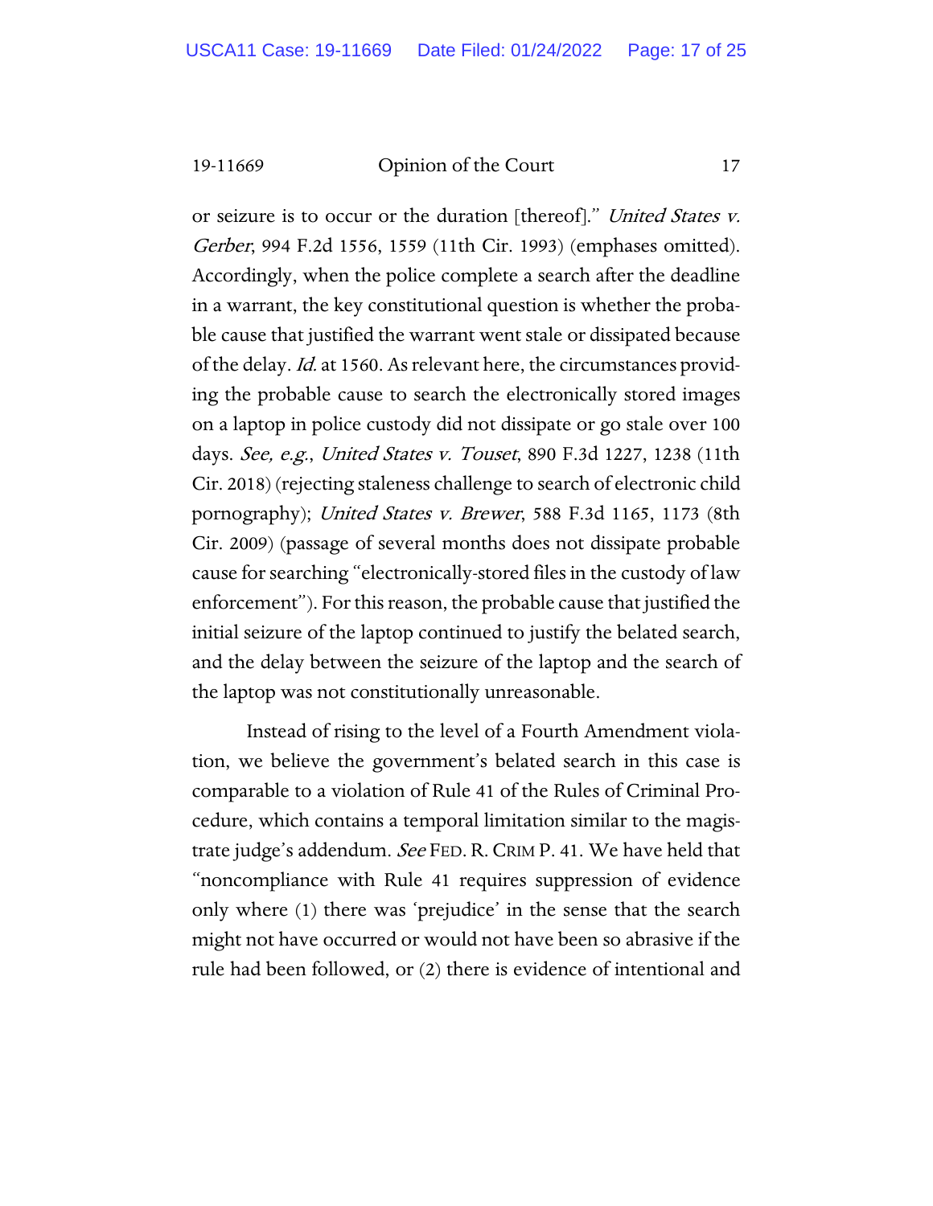or seizure is to occur or the duration [thereof]." *United States v. Gerber*, 994 F.2d 1556, 1559 (11th Cir. 1993) (emphases omitted). Accordingly, when the police complete a search after the deadline in a warrant, the key constitutional question is whether the probable cause that justified the warrant went stale or dissipated because of the delay. *Id.* at 1560. As relevant here, the circumstances providing the probable cause to search the electronically stored images on a laptop in police custody did not dissipate or go stale over 100 days. *See, e.g.*, *United States v. Touset*, 890 F.3d 1227, 1238 (11th Cir. 2018) (rejecting staleness challenge to search of electronic child pornography); *United States v. Brewer*, 588 F.3d 1165, 1173 (8th Cir. 2009) (passage of several months does not dissipate probable cause for searching "electronically-stored files in the custody of law enforcement"). For this reason, the probable cause that justified the initial seizure of the laptop continued to justify the belated search, and the delay between the seizure of the laptop and the search of the laptop was not constitutionally unreasonable.

Instead of rising to the level of a Fourth Amendment violation, we believe the government's belated search in this case is comparable to a violation of Rule 41 of the Rules of Criminal Procedure, which contains a temporal limitation similar to the magistrate judge's addendum. *See* FED. R. CRIM P. 41. We have held that "noncompliance with Rule 41 requires suppression of evidence only where (1) there was 'prejudice' in the sense that the search might not have occurred or would not have been so abrasive if the rule had been followed, or (2) there is evidence of intentional and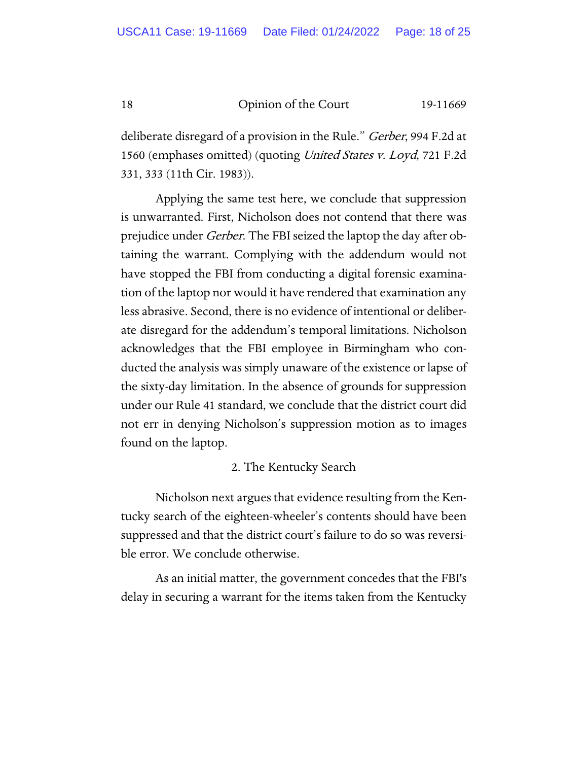deliberate disregard of a provision in the Rule." *Gerber*, 994 F.2d at 1560 (emphases omitted) (quoting *United States v. Loyd*, 721 F.2d 331, 333 (11th Cir. 1983)).

Applying the same test here, we conclude that suppression is unwarranted. First, Nicholson does not contend that there was prejudice under *Gerber*. The FBI seized the laptop the day after obtaining the warrant. Complying with the addendum would not have stopped the FBI from conducting a digital forensic examination of the laptop nor would it have rendered that examination any less abrasive. Second, there is no evidence of intentional or deliberate disregard for the addendum's temporal limitations. Nicholson acknowledges that the FBI employee in Birmingham who conducted the analysis was simply unaware of the existence or lapse of the sixty-day limitation. In the absence of grounds for suppression under our Rule 41 standard, we conclude that the district court did not err in denying Nicholson's suppression motion as to images found on the laptop.

2. The Kentucky Search

Nicholson next argues that evidence resulting from the Kentucky search of the eighteen-wheeler's contents should have been suppressed and that the district court's failure to do so was reversible error. We conclude otherwise.

As an initial matter, the government concedes that the FBI's delay in securing a warrant for the items taken from the Kentucky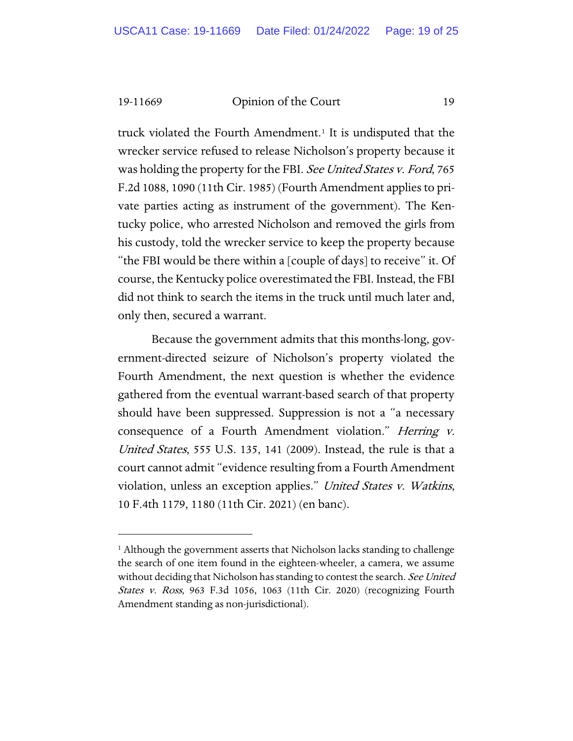truck violated the Fourth Amendment.[1] It is undisputed that the wrecker service refused to release Nicholson's property because it was holding the property for the FBI. *See United States v. Ford*, 765 F.2d 1088, 1090 (11th Cir. 1985) (Fourth Amendment applies to private parties acting as instrument of the government). The Kentucky police, who arrested Nicholson and removed the girls from his custody, told the wrecker service to keep the property because "the FBI would be there within a [couple of days] to receive" it. Of course, the Kentucky police overestimated the FBI. Instead, the FBI did not think to search the items in the truck until much later and, only then, secured a warrant.

Because the government admits that this months-long, government-directed seizure of Nicholson's property violated the Fourth Amendment, the next question is whether the evidence gathered from the eventual warrant-based search of that property should have been suppressed. Suppression is not a "a necessary consequence of a Fourth Amendment violation." *Herring v. United States*, 555 U.S. 135, 141 (2009). Instead, the rule is that a court cannot admit "evidence resulting from a Fourth Amendment violation, unless an exception applies." *United States v. Watkins*, 10 F.4th 1179, 1180 (11th Cir. 2021) (en banc).

---

[1] Although the government asserts that Nicholson lacks standing to challenge the search of one item found in the eighteen-wheeler, a camera, we assume without deciding that Nicholson has standing to contest the search. *See United States v. Ross*, 963 F.3d 1056, 1063 (11th Cir. 2020) (recognizing Fourth Amendment standing as non-jurisdictional).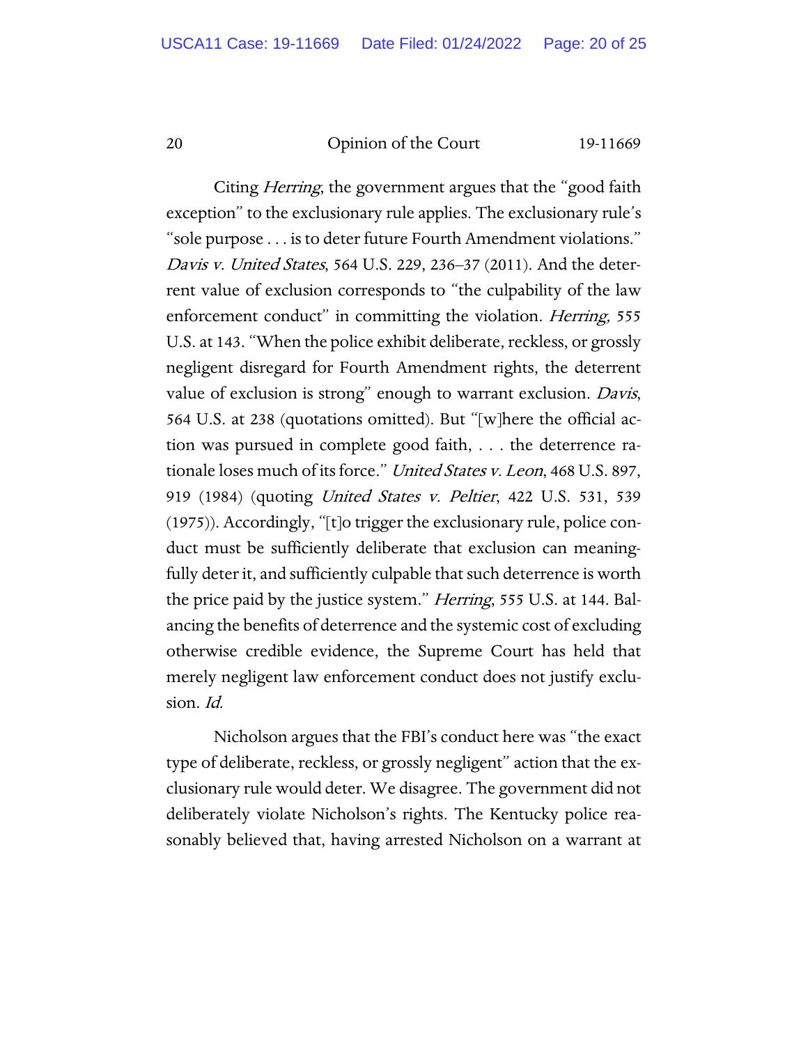Citing *Herring*, the government argues that the "good faith exception" to the exclusionary rule applies. The exclusionary rule's "sole purpose . . . is to deter future Fourth Amendment violations." *Davis v. United States*, 564 U.S. 229, 236–37 (2011). And the deterrent value of exclusion corresponds to "the culpability of the law enforcement conduct" in committing the violation. *Herring*, 555 U.S. at 143. "When the police exhibit deliberate, reckless, or grossly negligent disregard for Fourth Amendment rights, the deterrent value of exclusion is strong" enough to warrant exclusion. *Davis*, 564 U.S. at 238 (quotations omitted). But "[w]here the official action was pursued in complete good faith, . . . the deterrence rationale loses much of its force." *United States v. Leon*, 468 U.S. 897, 919 (1984) (quoting *United States v. Peltier*, 422 U.S. 531, 539 (1975)). Accordingly, "[t]o trigger the exclusionary rule, police conduct must be sufficiently deliberate that exclusion can meaningfully deter it, and sufficiently culpable that such deterrence is worth the price paid by the justice system." *Herring*, 555 U.S. at 144. Balancing the benefits of deterrence and the systemic cost of excluding otherwise credible evidence, the Supreme Court has held that merely negligent law enforcement conduct does not justify exclusion. *Id.*

Nicholson argues that the FBI's conduct here was "the exact type of deliberate, reckless, or grossly negligent" action that the exclusionary rule would deter. We disagree. The government did not deliberately violate Nicholson's rights. The Kentucky police reasonably believed that, having arrested Nicholson on a warrant at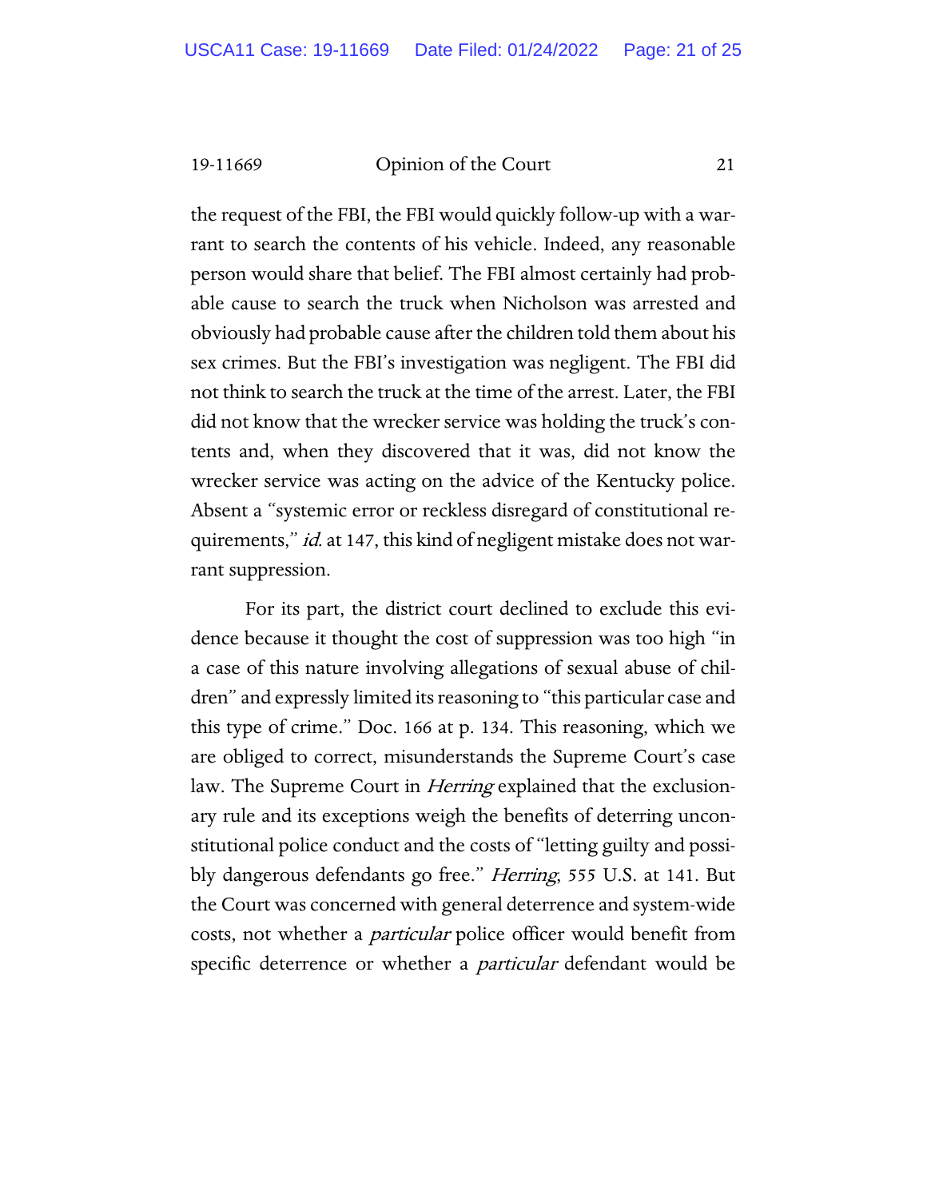the request of the FBI, the FBI would quickly follow-up with a warrant to search the contents of his vehicle. Indeed, any reasonable person would share that belief. The FBI almost certainly had probable cause to search the truck when Nicholson was arrested and obviously had probable cause after the children told them about his sex crimes. But the FBI's investigation was negligent. The FBI did not think to search the truck at the time of the arrest. Later, the FBI did not know that the wrecker service was holding the truck's contents and, when they discovered that it was, did not know the wrecker service was acting on the advice of the Kentucky police. Absent a "systemic error or reckless disregard of constitutional requirements," *id.* at 147, this kind of negligent mistake does not warrant suppression.

For its part, the district court declined to exclude this evidence because it thought the cost of suppression was too high "in a case of this nature involving allegations of sexual abuse of children" and expressly limited its reasoning to "this particular case and this type of crime." Doc. 166 at p. 134. This reasoning, which we are obliged to correct, misunderstands the Supreme Court's case law. The Supreme Court in *Herring* explained that the exclusionary rule and its exceptions weigh the benefits of deterring unconstitutional police conduct and the costs of "letting guilty and possibly dangerous defendants go free." *Herring*, 555 U.S. at 141. But the Court was concerned with general deterrence and system-wide costs, not whether a *particular* police officer would benefit from specific deterrence or whether a *particular* defendant would be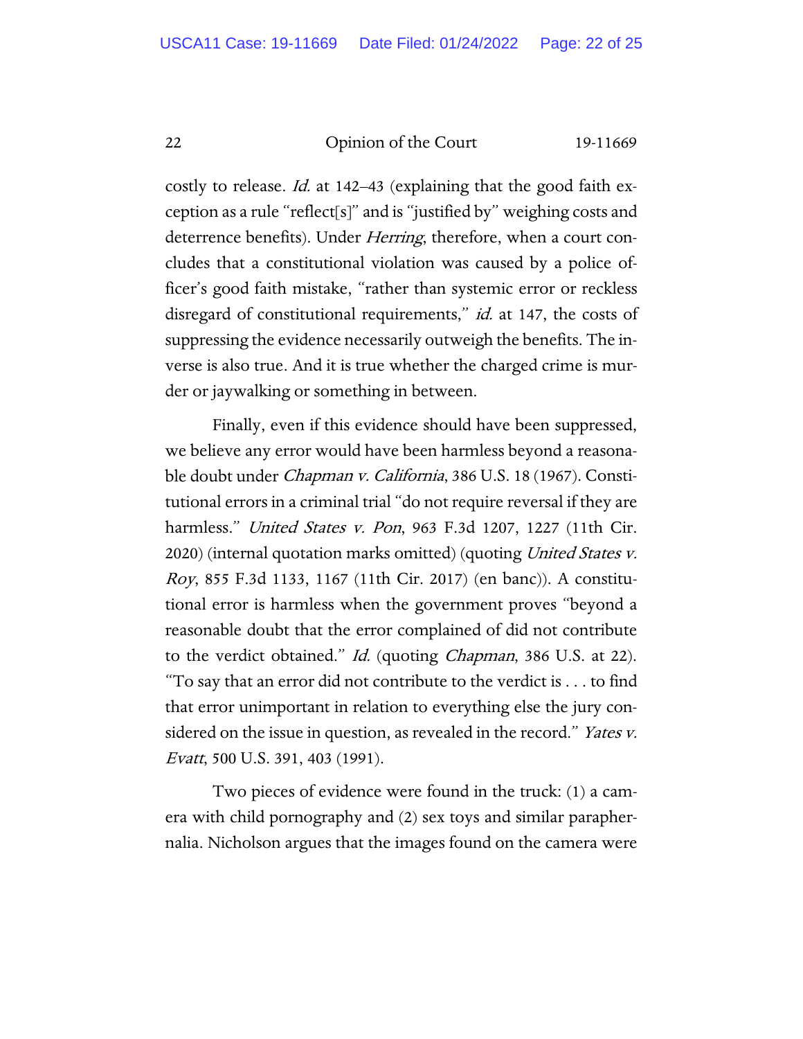costly to release. *Id.* at 142–43 (explaining that the good faith exception as a rule "reflect[s]" and is "justified by" weighing costs and deterrence benefits). Under *Herring*, therefore, when a court concludes that a constitutional violation was caused by a police officer's good faith mistake, "rather than systemic error or reckless disregard of constitutional requirements," *id.* at 147, the costs of suppressing the evidence necessarily outweigh the benefits. The inverse is also true. And it is true whether the charged crime is murder or jaywalking or something in between.

Finally, even if this evidence should have been suppressed, we believe any error would have been harmless beyond a reasonable doubt under *Chapman v. California*, 386 U.S. 18 (1967). Constitutional errors in a criminal trial "do not require reversal if they are harmless." *United States v. Pon*, 963 F.3d 1207, 1227 (11th Cir. 2020) (internal quotation marks omitted) (quoting *United States v. Roy*, 855 F.3d 1133, 1167 (11th Cir. 2017) (en banc)). A constitutional error is harmless when the government proves "beyond a reasonable doubt that the error complained of did not contribute to the verdict obtained." *Id.* (quoting *Chapman*, 386 U.S. at 22). "To say that an error did not contribute to the verdict is . . . to find that error unimportant in relation to everything else the jury considered on the issue in question, as revealed in the record." *Yates v. Evatt*, 500 U.S. 391, 403 (1991).

Two pieces of evidence were found in the truck: (1) a camera with child pornography and (2) sex toys and similar paraphernalia. Nicholson argues that the images found on the camera were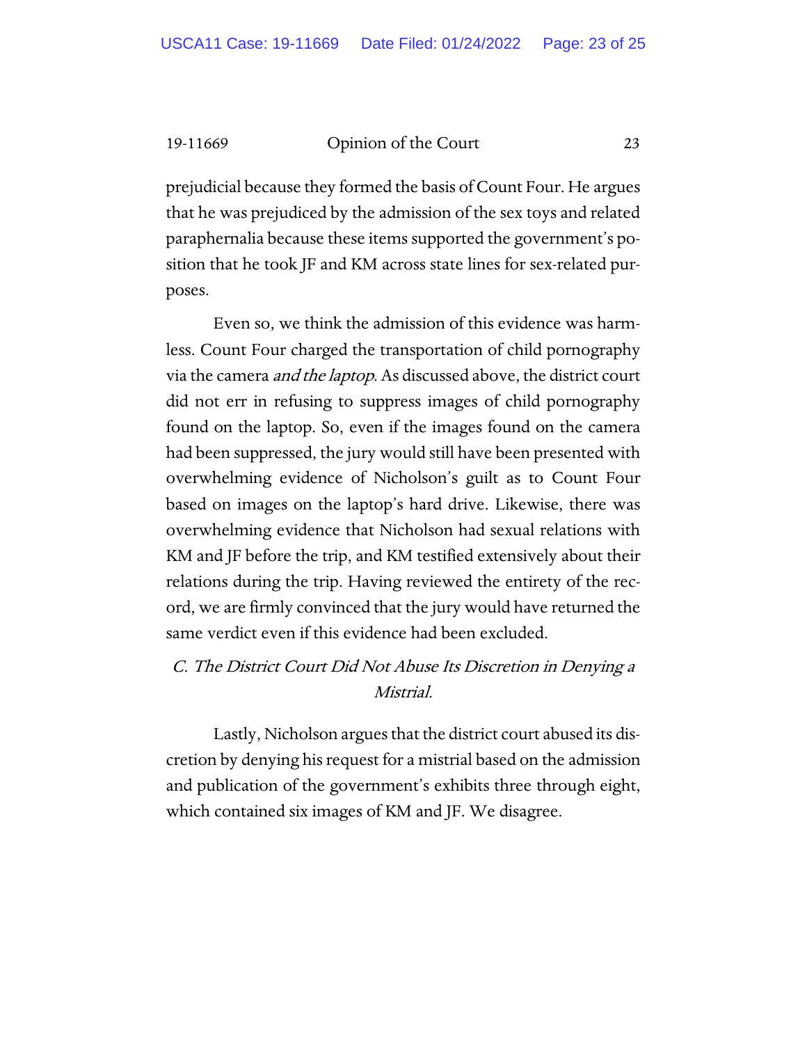prejudicial because they formed the basis of Count Four. He argues that he was prejudiced by the admission of the sex toys and related paraphernalia because these items supported the government's position that he took JF and KM across state lines for sex-related purposes.

Even so, we think the admission of this evidence was harmless. Count Four charged the transportation of child pornography via the camera *and the laptop*. As discussed above, the district court did not err in refusing to suppress images of child pornography found on the laptop. So, even if the images found on the camera had been suppressed, the jury would still have been presented with overwhelming evidence of Nicholson's guilt as to Count Four based on images on the laptop's hard drive. Likewise, there was overwhelming evidence that Nicholson had sexual relations with KM and JF before the trip, and KM testified extensively about their relations during the trip. Having reviewed the entirety of the record, we are firmly convinced that the jury would have returned the same verdict even if this evidence had been excluded.

### *C. The District Court Did Not Abuse Its Discretion in Denying a Mistrial.*

Lastly, Nicholson argues that the district court abused its discretion by denying his request for a mistrial based on the admission and publication of the government's exhibits three through eight, which contained six images of KM and JF. We disagree.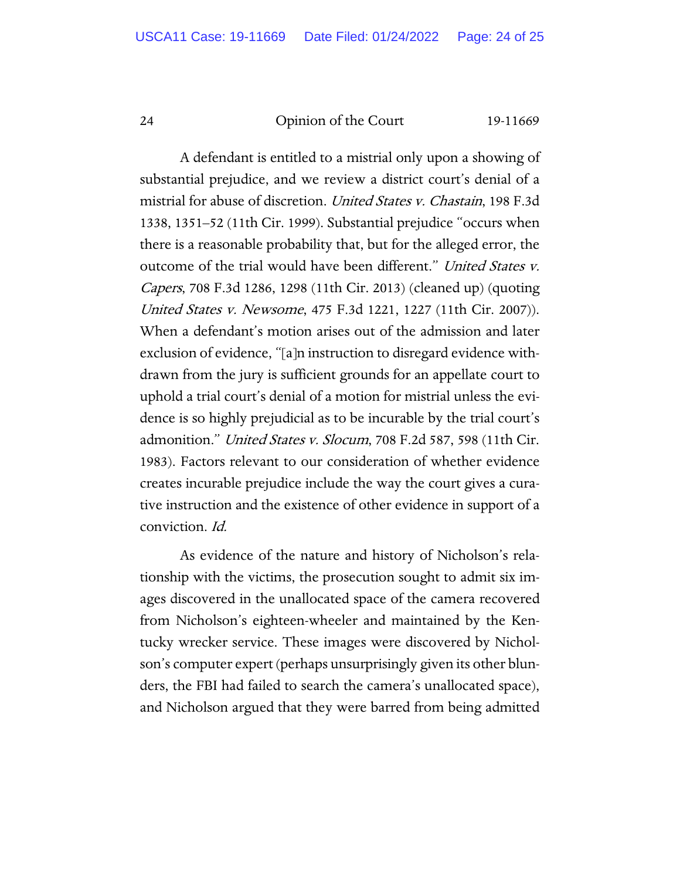A defendant is entitled to a mistrial only upon a showing of substantial prejudice, and we review a district court's denial of a mistrial for abuse of discretion. *United States v. Chastain*, 198 F.3d 1338, 1351–52 (11th Cir. 1999). Substantial prejudice "occurs when there is a reasonable probability that, but for the alleged error, the outcome of the trial would have been different." *United States v. Capers*, 708 F.3d 1286, 1298 (11th Cir. 2013) (cleaned up) (quoting *United States v. Newsome*, 475 F.3d 1221, 1227 (11th Cir. 2007)). When a defendant's motion arises out of the admission and later exclusion of evidence, "[a]n instruction to disregard evidence withdrawn from the jury is sufficient grounds for an appellate court to uphold a trial court's denial of a motion for mistrial unless the evidence is so highly prejudicial as to be incurable by the trial court's admonition." *United States v. Slocum*, 708 F.2d 587, 598 (11th Cir. 1983). Factors relevant to our consideration of whether evidence creates incurable prejudice include the way the court gives a curative instruction and the existence of other evidence in support of a conviction. *Id.*

As evidence of the nature and history of Nicholson's relationship with the victims, the prosecution sought to admit six images discovered in the unallocated space of the camera recovered from Nicholson's eighteen-wheeler and maintained by the Kentucky wrecker service. These images were discovered by Nicholson's computer expert (perhaps unsurprisingly given its other blunders, the FBI had failed to search the camera's unallocated space), and Nicholson argued that they were barred from being admitted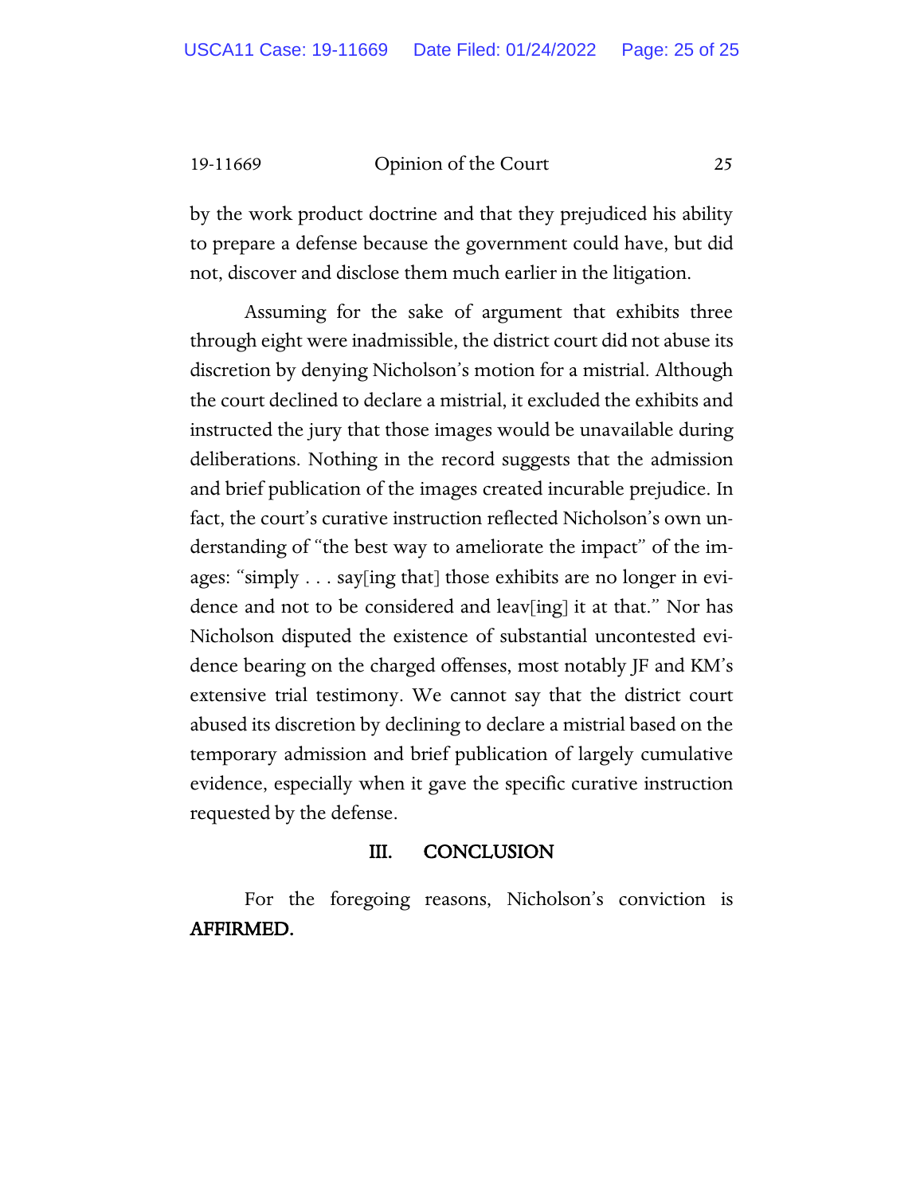by the work product doctrine and that they prejudiced his ability to prepare a defense because the government could have, but did not, discover and disclose them much earlier in the litigation.

Assuming for the sake of argument that exhibits three through eight were inadmissible, the district court did not abuse its discretion by denying Nicholson's motion for a mistrial. Although the court declined to declare a mistrial, it excluded the exhibits and instructed the jury that those images would be unavailable during deliberations. Nothing in the record suggests that the admission and brief publication of the images created incurable prejudice. In fact, the court's curative instruction reflected Nicholson's own understanding of "the best way to ameliorate the impact" of the images: "simply . . . say[ing that] those exhibits are no longer in evidence and not to be considered and leav[ing] it at that." Nor has Nicholson disputed the existence of substantial uncontested evidence bearing on the charged offenses, most notably JF and KM's extensive trial testimony. We cannot say that the district court abused its discretion by declining to declare a mistrial based on the temporary admission and brief publication of largely cumulative evidence, especially when it gave the specific curative instruction requested by the defense.

## III. CONCLUSION

For the foregoing reasons, Nicholson's conviction is **AFFIRMED.**